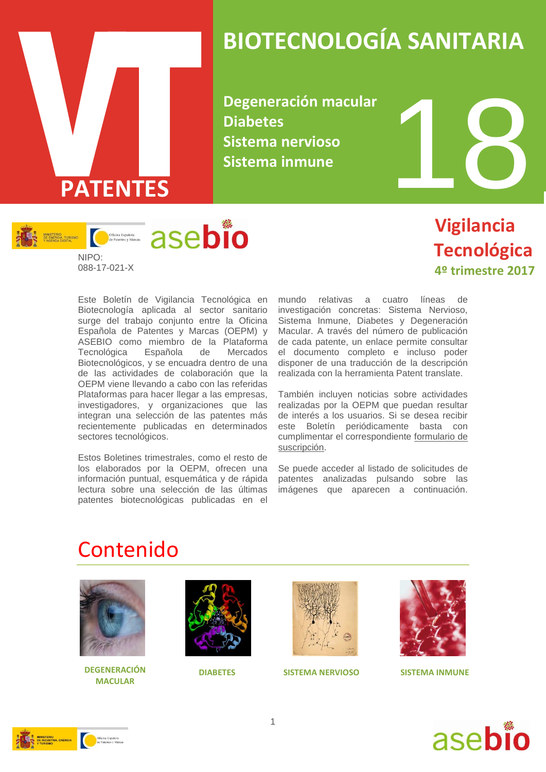# VT PATENTES

# BIOTECNOLOGÍA SANITARIA

**Degeneración macular**
**Diabetes**
**Sistema nervioso**
**Sistema inmune**

18

NIPO: 088-17-021-X

## Vigilancia Tecnológica

**4º trimestre 2017**

Este Boletín de Vigilancia Tecnológica en Biotecnología aplicada al sector sanitario surge del trabajo conjunto entre la Oficina Española de Patentes y Marcas (OEPM) y ASEBIO como miembro de la Plataforma Tecnológica Española de Mercados Biotecnológicos, y se encuadra dentro de una de las actividades de colaboración que la OEPM viene llevando a cabo con las referidas Plataformas para hacer llegar a las empresas, investigadores, y organizaciones que las integran una selección de las patentes más recientemente publicadas en determinados sectores tecnológicos.

Estos Boletines trimestrales, como el resto de los elaborados por la OEPM, ofrecen una información puntual, esquemática y de rápida lectura sobre una selección de las últimas patentes biotecnológicas publicadas en el mundo relativas a cuatro líneas de investigación concretas: Sistema Nervioso, Sistema Inmune, Diabetes y Degeneración Macular. A través del número de publicación de cada patente, un enlace permite consultar el documento completo e incluso poder disponer de una traducción de la descripción realizada con la herramienta Patent translate.

También incluyen noticias sobre actividades realizadas por la OEPM que puedan resultar de interés a los usuarios. Si se desea recibir este Boletín periódicamente basta con cumplimentar el correspondiente formulario de suscripción.

Se puede acceder al listado de solicitudes de patentes analizadas pulsando sobre las imágenes que aparecen a continuación.

# Contenido

**DEGENERACIÓN MACULAR**

**DIABETES**

**SISTEMA NERVIOSO**

**SISTEMA INMUNE**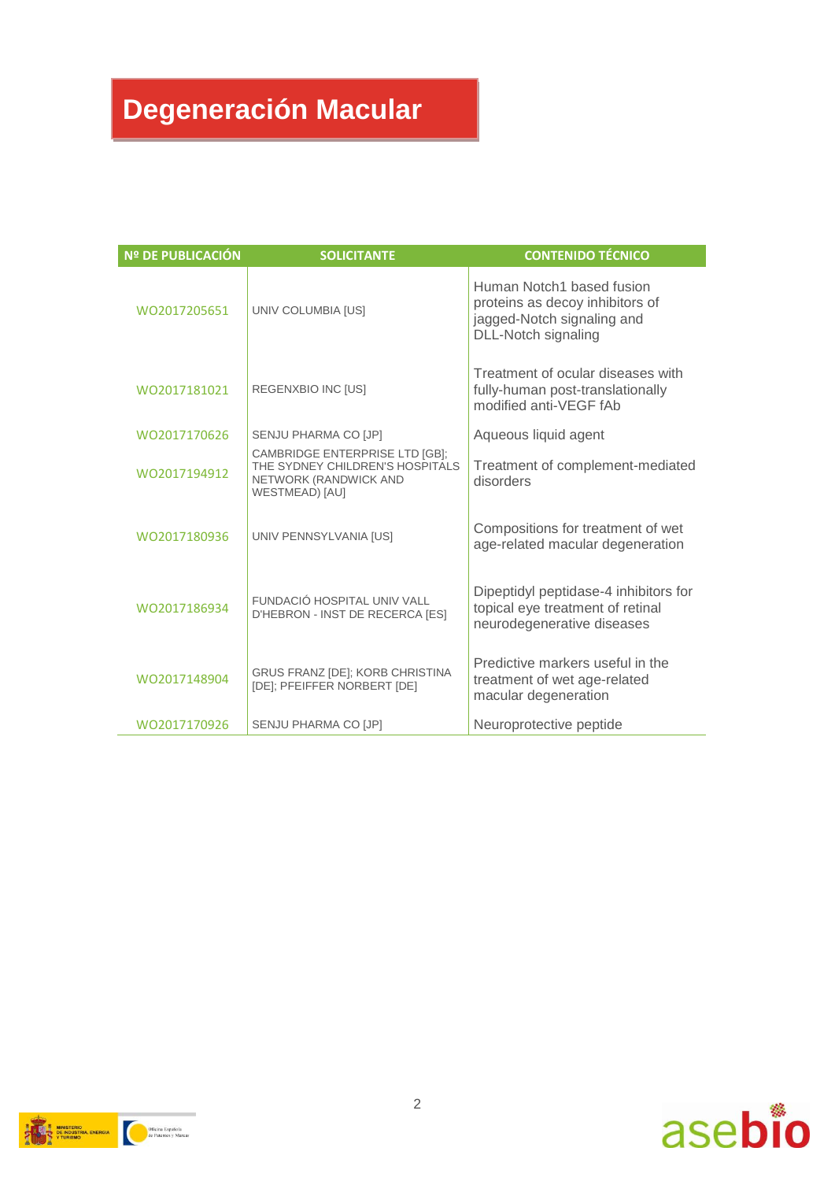# Degeneración Macular

| Nº DE PUBLICACIÓN | SOLICITANTE | CONTENIDO TÉCNICO |
|---|---|---|
| WO2017205651 | UNIV COLUMBIA [US] | Human Notch1 based fusion proteins as decoy inhibitors of jagged-Notch signaling and DLL-Notch signaling |
| WO2017181021 | REGENXBIO INC [US] | Treatment of ocular diseases with fully-human post-translationally modified anti-VEGF fAb |
| WO2017170626 | SENJU PHARMA CO [JP] | Aqueous liquid agent |
| WO2017194912 | CAMBRIDGE ENTERPRISE LTD [GB]; THE SYDNEY CHILDREN'S HOSPITALS NETWORK (RANDWICK AND WESTMEAD) [AU] | Treatment of complement-mediated disorders |
| WO2017180936 | UNIV PENNSYLVANIA [US] | Compositions for treatment of wet age-related macular degeneration |
| WO2017186934 | FUNDACIÓ HOSPITAL UNIV VALL D'HEBRON - INST DE RECERCA [ES] | Dipeptidyl peptidase-4 inhibitors for topical eye treatment of retinal neurodegenerative diseases |
| WO2017148904 | GRUS FRANZ [DE]; KORB CHRISTINA [DE]; PFEIFFER NORBERT [DE] | Predictive markers useful in the treatment of wet age-related macular degeneration |
| WO2017170926 | SENJU PHARMA CO [JP] | Neuroprotective peptide |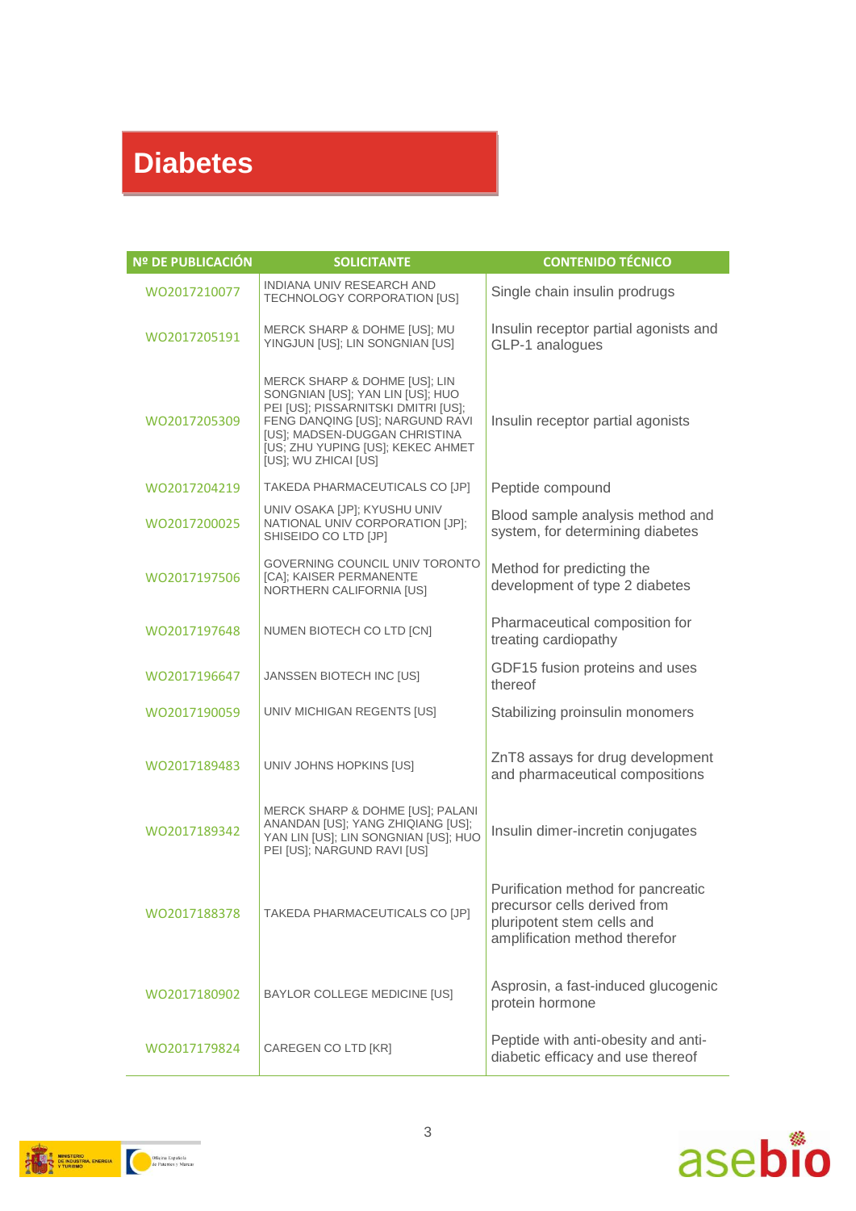# Diabetes

| Nº DE PUBLICACIÓN | SOLICITANTE | CONTENIDO TÉCNICO |
|---|---|---|
| WO2017210077 | INDIANA UNIV RESEARCH AND TECHNOLOGY CORPORATION [US] | Single chain insulin prodrugs |
| WO2017205191 | MERCK SHARP & DOHME [US]; MU YINGJUN [US]; LIN SONGNIAN [US] | Insulin receptor partial agonists and GLP-1 analogues |
| WO2017205309 | MERCK SHARP & DOHME [US]; LIN SONGNIAN [US]; YAN LIN [US]; HUO PEI [US]; PISSARNITSKI DMITRI [US]; FENG DANQING [US]; NARGUND RAVI [US]; MADSEN-DUGGAN CHRISTINA [US; ZHU YUPING [US]; KEKEC AHMET [US]; WU ZHICAI [US] | Insulin receptor partial agonists |
| WO2017204219 | TAKEDA PHARMACEUTICALS CO [JP] | Peptide compound |
| WO2017200025 | UNIV OSAKA [JP]; KYUSHU UNIV NATIONAL UNIV CORPORATION [JP]; SHISEIDO CO LTD [JP] | Blood sample analysis method and system, for determining diabetes |
| WO2017197506 | GOVERNING COUNCIL UNIV TORONTO [CA]; KAISER PERMANENTE NORTHERN CALIFORNIA [US] | Method for predicting the development of type 2 diabetes |
| WO2017197648 | NUMEN BIOTECH CO LTD [CN] | Pharmaceutical composition for treating cardiopathy |
| WO2017196647 | JANSSEN BIOTECH INC [US] | GDF15 fusion proteins and uses thereof |
| WO2017190059 | UNIV MICHIGAN REGENTS [US] | Stabilizing proinsulin monomers |
| WO2017189483 | UNIV JOHNS HOPKINS [US] | ZnT8 assays for drug development and pharmaceutical compositions |
| WO2017189342 | MERCK SHARP & DOHME [US]; PALANI ANANDAN [US]; YANG ZHIQIANG [US]; YAN LIN [US]; LIN SONGNIAN [US]; HUO PEI [US]; NARGUND RAVI [US] | Insulin dimer-incretin conjugates |
| WO2017188378 | TAKEDA PHARMACEUTICALS CO [JP] | Purification method for pancreatic precursor cells derived from pluripotent stem cells and amplification method therefor |
| WO2017180902 | BAYLOR COLLEGE MEDICINE [US] | Asprosin, a fast-induced glucogenic protein hormone |
| WO2017179824 | CAREGEN CO LTD [KR] | Peptide with anti-obesity and anti-diabetic efficacy and use thereof |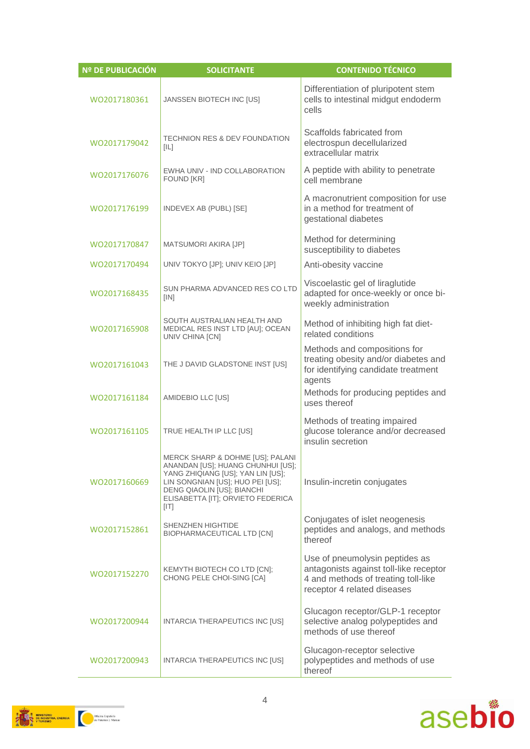| Nº DE PUBLICACIÓN | SOLICITANTE | CONTENIDO TÉCNICO |
|---|---|---|
| WO2017180361 | JANSSEN BIOTECH INC [US] | Differentiation of pluripotent stem cells to intestinal midgut endoderm cells |
| WO2017179042 | TECHNION RES & DEV FOUNDATION [IL] | Scaffolds fabricated from electrospun decellularized extracellular matrix |
| WO2017176076 | EWHA UNIV - IND COLLABORATION FOUND [KR] | A peptide with ability to penetrate cell membrane |
| WO2017176199 | INDEVEX AB (PUBL) [SE] | A macronutrient composition for use in a method for treatment of gestational diabetes |
| WO2017170847 | MATSUMORI AKIRA [JP] | Method for determining susceptibility to diabetes |
| WO2017170494 | UNIV TOKYO [JP]; UNIV KEIO [JP] | Anti-obesity vaccine |
| WO2017168435 | SUN PHARMA ADVANCED RES CO LTD [IN] | Viscoelastic gel of liraglutide adapted for once-weekly or once bi-weekly administration |
| WO2017165908 | SOUTH AUSTRALIAN HEALTH AND MEDICAL RES INST LTD [AU]; OCEAN UNIV CHINA [CN] | Method of inhibiting high fat diet-related conditions |
| WO2017161043 | THE J DAVID GLADSTONE INST [US] | Methods and compositions for treating obesity and/or diabetes and for identifying candidate treatment agents |
| WO2017161184 | AMIDEBIO LLC [US] | Methods for producing peptides and uses thereof |
| WO2017161105 | TRUE HEALTH IP LLC [US] | Methods of treating impaired glucose tolerance and/or decreased insulin secretion |
| WO2017160669 | MERCK SHARP & DOHME [US]; PALANI ANANDAN [US]; HUANG CHUNHUI [US]; YANG ZHIQIANG [US]; YAN LIN [US]; LIN SONGNIAN [US]; HUO PEI [US]; DENG QIAOLIN [US]; BIANCHI ELISABETTA [IT]; ORVIETO FEDERICA [IT] | Insulin-incretin conjugates |
| WO2017152861 | SHENZHEN HIGHTIDE BIOPHARMACEUTICAL LTD [CN] | Conjugates of islet neogenesis peptides and analogs, and methods thereof |
| WO2017152270 | KEMYTH BIOTECH CO LTD [CN]; CHONG PELE CHOI-SING [CA] | Use of pneumolysin peptides as antagonists against toll-like receptor 4 and methods of treating toll-like receptor 4 related diseases |
| WO2017200944 | INTARCIA THERAPEUTICS INC [US] | Glucagon receptor/GLP-1 receptor selective analog polypeptides and methods of use thereof |
| WO2017200943 | INTARCIA THERAPEUTICS INC [US] | Glucagon-receptor selective polypeptides and methods of use thereof |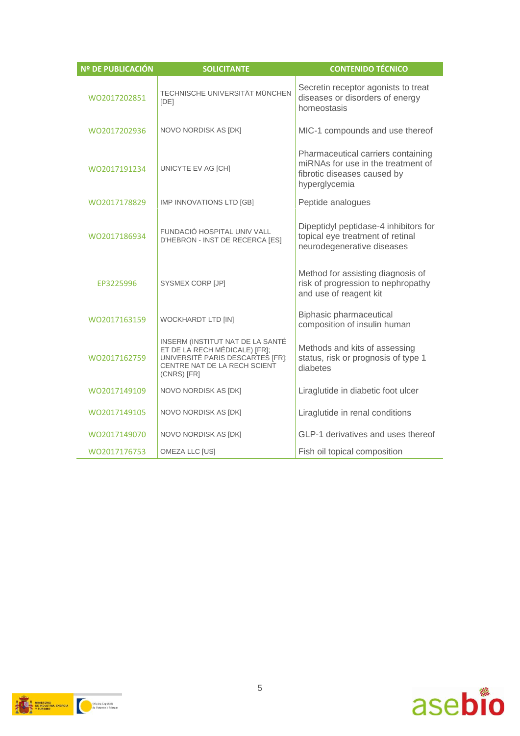| Nº DE PUBLICACIÓN | SOLICITANTE | CONTENIDO TÉCNICO |
|---|---|---|
| WO2017202851 | TECHNISCHE UNIVERSITÄT MÜNCHEN [DE] | Secretin receptor agonists to treat diseases or disorders of energy homeostasis |
| WO2017202936 | NOVO NORDISK AS [DK] | MIC-1 compounds and use thereof |
| WO2017191234 | UNICYTE EV AG [CH] | Pharmaceutical carriers containing miRNAs for use in the treatment of fibrotic diseases caused by hyperglycemia |
| WO2017178829 | IMP INNOVATIONS LTD [GB] | Peptide analogues |
| WO2017186934 | FUNDACIÓ HOSPITAL UNIV VALL D'HEBRON - INST DE RECERCA [ES] | Dipeptidyl peptidase-4 inhibitors for topical eye treatment of retinal neurodegenerative diseases |
| EP3225996 | SYSMEX CORP [JP] | Method for assisting diagnosis of risk of progression to nephropathy and use of reagent kit |
| WO2017163159 | WOCKHARDT LTD [IN] | Biphasic pharmaceutical composition of insulin human |
| WO2017162759 | INSERM (INSTITUT NAT DE LA SANTÉ ET DE LA RECH MÉDICALE) [FR]; UNIVERSITÉ PARIS DESCARTES [FR]; CENTRE NAT DE LA RECH SCIENT (CNRS) [FR] | Methods and kits of assessing status, risk or prognosis of type 1 diabetes |
| WO2017149109 | NOVO NORDISK AS [DK] | Liraglutide in diabetic foot ulcer |
| WO2017149105 | NOVO NORDISK AS [DK] | Liraglutide in renal conditions |
| WO2017149070 | NOVO NORDISK AS [DK] | GLP-1 derivatives and uses thereof |
| WO2017176753 | OMEZA LLC [US] | Fish oil topical composition |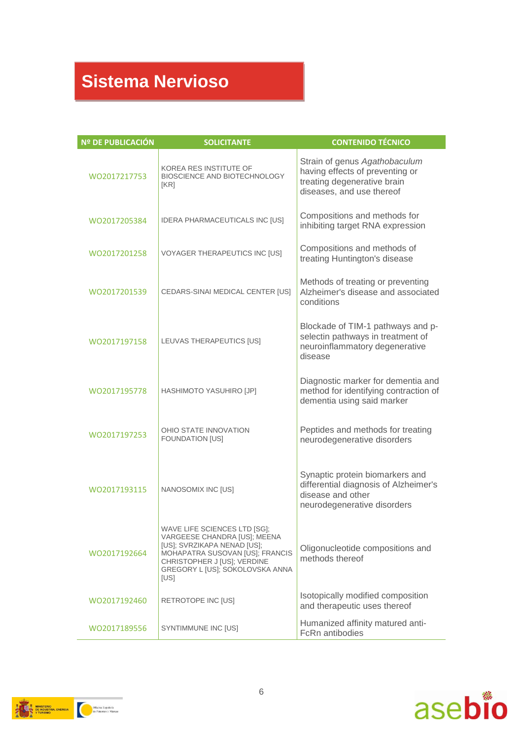# Sistema Nervioso

| Nº DE PUBLICACIÓN | SOLICITANTE | CONTENIDO TÉCNICO |
|---|---|---|
| WO2017217753 | KOREA RES INSTITUTE OF BIOSCIENCE AND BIOTECHNOLOGY [KR] | Strain of genus *Agathobaculum* having effects of preventing or treating degenerative brain diseases, and use thereof |
| WO2017205384 | IDERA PHARMACEUTICALS INC [US] | Compositions and methods for inhibiting target RNA expression |
| WO2017201258 | VOYAGER THERAPEUTICS INC [US] | Compositions and methods of treating Huntington's disease |
| WO2017201539 | CEDARS-SINAI MEDICAL CENTER [US] | Methods of treating or preventing Alzheimer's disease and associated conditions |
| WO2017197158 | LEUVAS THERAPEUTICS [US] | Blockade of TIM-1 pathways and p-selectin pathways in treatment of neuroinflammatory degenerative disease |
| WO2017195778 | HASHIMOTO YASUHIRO [JP] | Diagnostic marker for dementia and method for identifying contraction of dementia using said marker |
| WO2017197253 | OHIO STATE INNOVATION FOUNDATION [US] | Peptides and methods for treating neurodegenerative disorders |
| WO2017193115 | NANOSOMIX INC [US] | Synaptic protein biomarkers and differential diagnosis of Alzheimer's disease and other neurodegenerative disorders |
| WO2017192664 | WAVE LIFE SCIENCES LTD [SG]; VARGEESE CHANDRA [US]; MEENA [US]; SVRZIKAPA NENAD [US]; MOHAPATRA SUSOVAN [US]; FRANCIS CHRISTOPHER J [US]; VERDINE GREGORY L [US]; SOKOLOVSKA ANNA [US] | Oligonucleotide compositions and methods thereof |
| WO2017192460 | RETROTOPE INC [US] | Isotopically modified composition and therapeutic uses thereof |
| WO2017189556 | SYNTIMMUNE INC [US] | Humanized affinity matured anti-FcRn antibodies |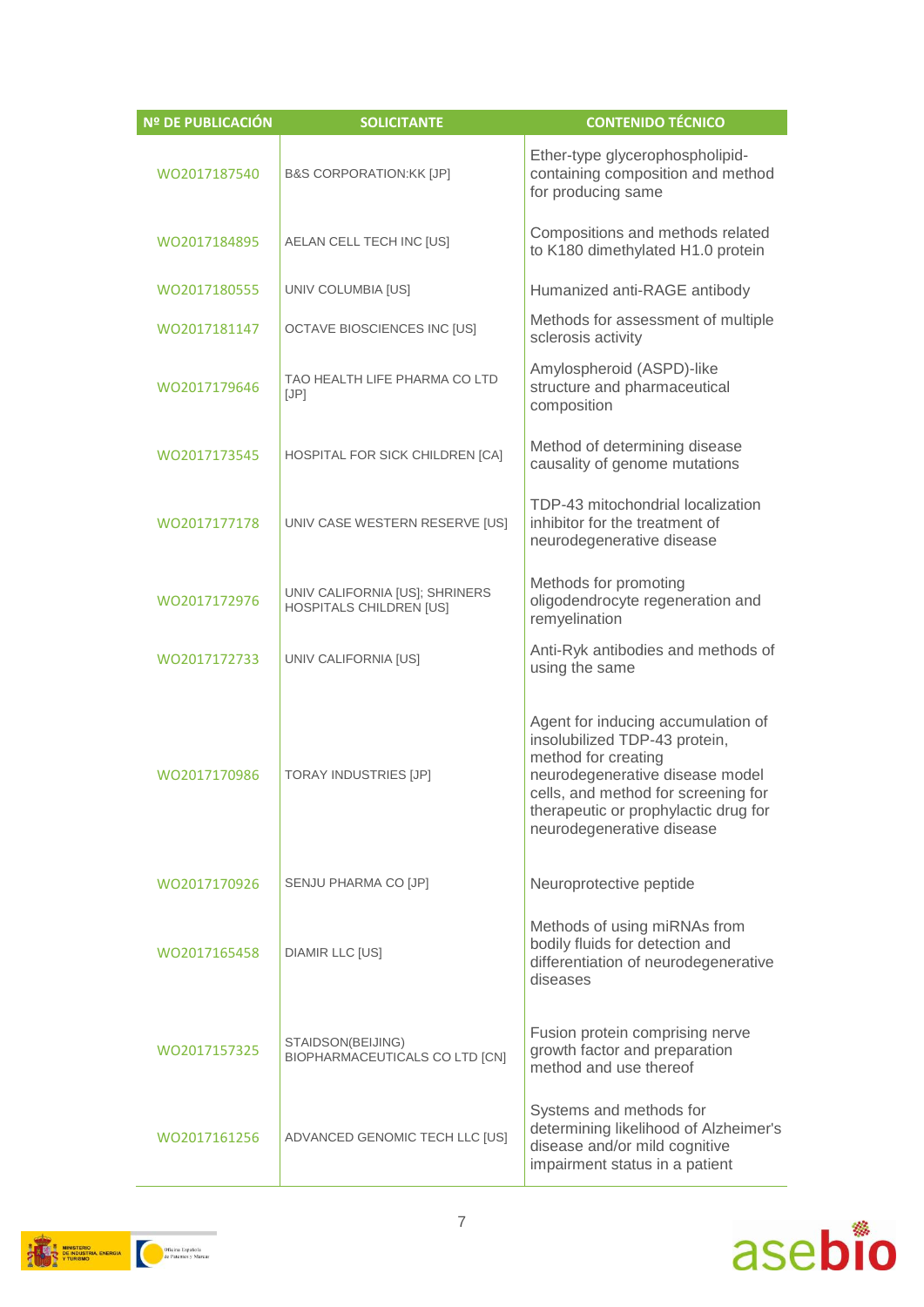| Nº DE PUBLICACIÓN | SOLICITANTE | CONTENIDO TÉCNICO |
|---|---|---|
| WO2017187540 | B&S CORPORATION:KK [JP] | Ether-type glycerophospholipid-containing composition and method for producing same |
| WO2017184895 | AELAN CELL TECH INC [US] | Compositions and methods related to K180 dimethylated H1.0 protein |
| WO2017180555 | UNIV COLUMBIA [US] | Humanized anti-RAGE antibody |
| WO2017181147 | OCTAVE BIOSCIENCES INC [US] | Methods for assessment of multiple sclerosis activity |
| WO2017179646 | TAO HEALTH LIFE PHARMA CO LTD [JP] | Amylospheroid (ASPD)-like structure and pharmaceutical composition |
| WO2017173545 | HOSPITAL FOR SICK CHILDREN [CA] | Method of determining disease causality of genome mutations |
| WO2017177178 | UNIV CASE WESTERN RESERVE [US] | TDP-43 mitochondrial localization inhibitor for the treatment of neurodegenerative disease |
| WO2017172976 | UNIV CALIFORNIA [US]; SHRINERS HOSPITALS CHILDREN [US] | Methods for promoting oligodendrocyte regeneration and remyelination |
| WO2017172733 | UNIV CALIFORNIA [US] | Anti-Ryk antibodies and methods of using the same |
| WO2017170986 | TORAY INDUSTRIES [JP] | Agent for inducing accumulation of insolubilized TDP-43 protein, method for creating neurodegenerative disease model cells, and method for screening for therapeutic or prophylactic drug for neurodegenerative disease |
| WO2017170926 | SENJU PHARMA CO [JP] | Neuroprotective peptide |
| WO2017165458 | DIAMIR LLC [US] | Methods of using miRNAs from bodily fluids for detection and differentiation of neurodegenerative diseases |
| WO2017157325 | STAIDSON(BEIJING) BIOPHARMACEUTICALS CO LTD [CN] | Fusion protein comprising nerve growth factor and preparation method and use thereof |
| WO2017161256 | ADVANCED GENOMIC TECH LLC [US] | Systems and methods for determining likelihood of Alzheimer's disease and/or mild cognitive impairment status in a patient |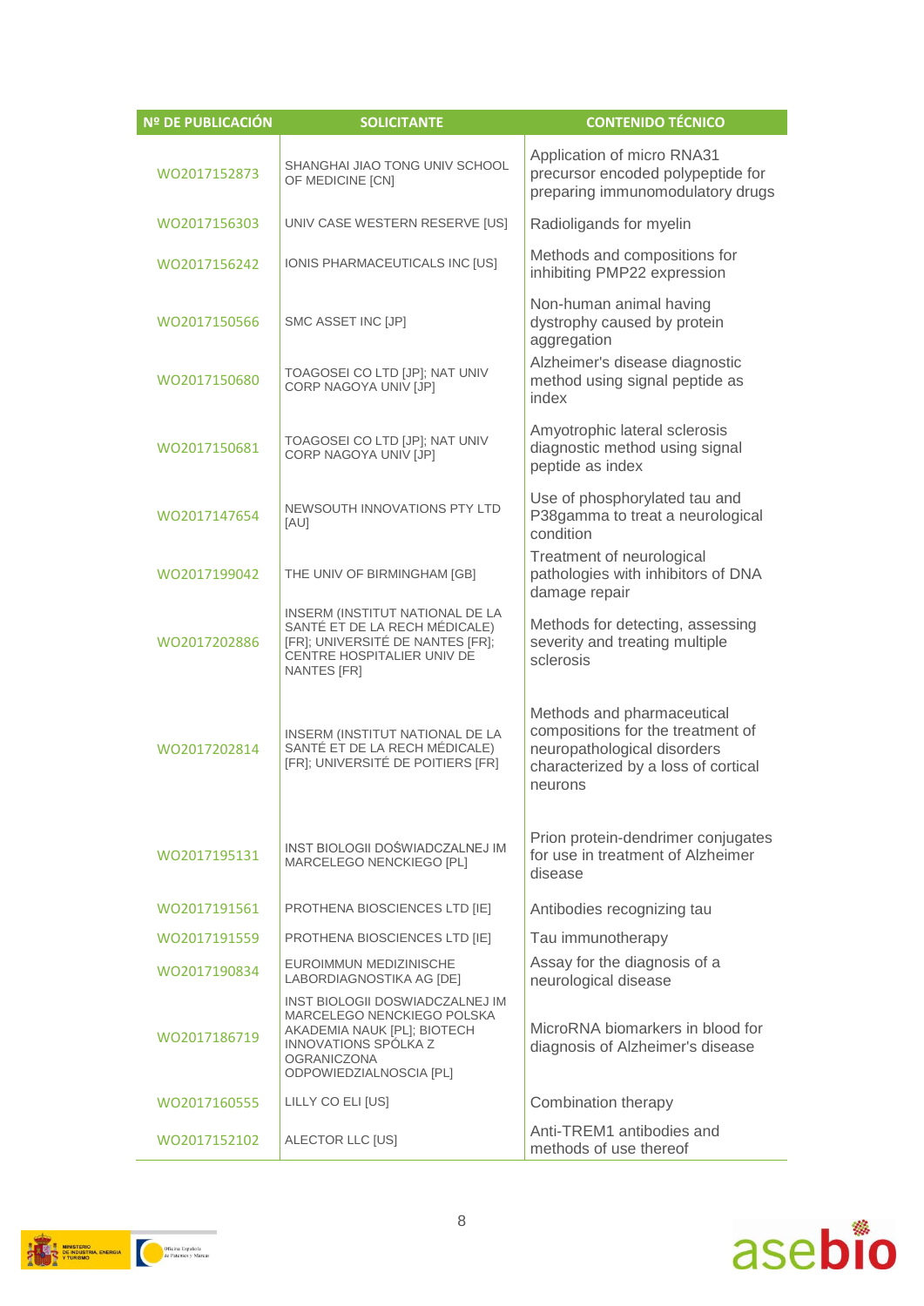| Nº DE PUBLICACIÓN | SOLICITANTE | CONTENIDO TÉCNICO |
|---|---|---|
| WO2017152873 | SHANGHAI JIAO TONG UNIV SCHOOL OF MEDICINE [CN] | Application of micro RNA31 precursor encoded polypeptide for preparing immunomodulatory drugs |
| WO2017156303 | UNIV CASE WESTERN RESERVE [US] | Radioligands for myelin |
| WO2017156242 | IONIS PHARMACEUTICALS INC [US] | Methods and compositions for inhibiting PMP22 expression |
| WO2017150566 | SMC ASSET INC [JP] | Non-human animal having dystrophy caused by protein aggregation |
| WO2017150680 | TOAGOSEI CO LTD [JP]; NAT UNIV CORP NAGOYA UNIV [JP] | Alzheimer's disease diagnostic method using signal peptide as index |
| WO2017150681 | TOAGOSEI CO LTD [JP]; NAT UNIV CORP NAGOYA UNIV [JP] | Amyotrophic lateral sclerosis diagnostic method using signal peptide as index |
| WO2017147654 | NEWSOUTH INNOVATIONS PTY LTD [AU] | Use of phosphorylated tau and P38gamma to treat a neurological condition |
| WO2017199042 | THE UNIV OF BIRMINGHAM [GB] | Treatment of neurological pathologies with inhibitors of DNA damage repair |
| WO2017202886 | INSERM (INSTITUT NATIONAL DE LA SANTÉ ET DE LA RECH MÉDICALE) [FR]; UNIVERSITÉ DE NANTES [FR]; CENTRE HOSPITALIER UNIV DE NANTES [FR] | Methods for detecting, assessing severity and treating multiple sclerosis |
| WO2017202814 | INSERM (INSTITUT NATIONAL DE LA SANTÉ ET DE LA RECH MÉDICALE) [FR]; UNIVERSITÉ DE POITIERS [FR] | Methods and pharmaceutical compositions for the treatment of neuropathological disorders characterized by a loss of cortical neurons |
| WO2017195131 | INST BIOLOGII DOŚWIADCZALNEJ IM MARCELEGO NENCKIEGO [PL] | Prion protein-dendrimer conjugates for use in treatment of Alzheimer disease |
| WO2017191561 | PROTHENA BIOSCIENCES LTD [IE] | Antibodies recognizing tau |
| WO2017191559 | PROTHENA BIOSCIENCES LTD [IE] | Tau immunotherapy |
| WO2017190834 | EUROIMMUN MEDIZINISCHE LABORDIAGNOSTIKA AG [DE] | Assay for the diagnosis of a neurological disease |
| WO2017186719 | INST BIOLOGII DOSWIADCZALNEJ IM MARCELEGO NENCKIEGO POLSKA AKADEMIA NAUK [PL]; BIOTECH INNOVATIONS SPÓLKA Z OGRANICZONA ODPOWIEDZIALNOSCIA [PL] | MicroRNA biomarkers in blood for diagnosis of Alzheimer's disease |
| WO2017160555 | LILLY CO ELI [US] | Combination therapy |
| WO2017152102 | ALECTOR LLC [US] | Anti-TREM1 antibodies and methods of use thereof |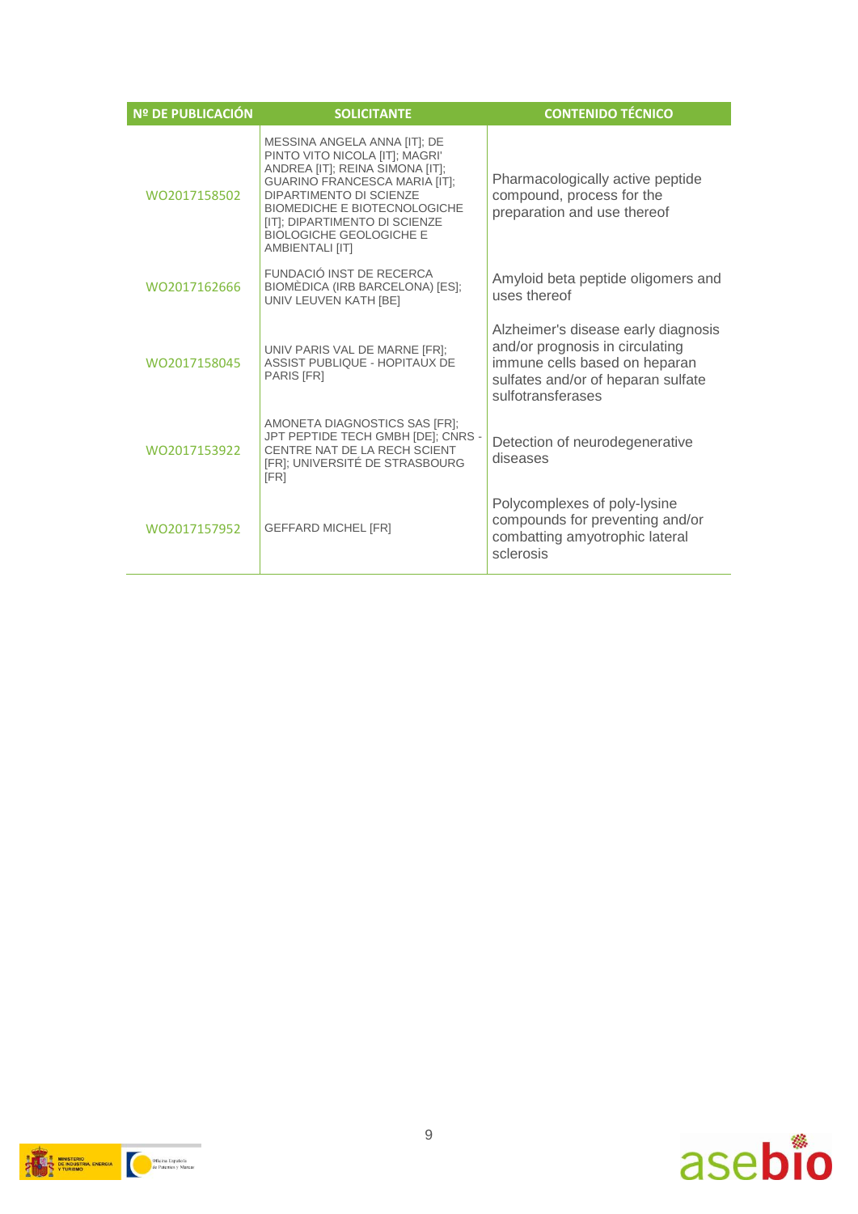| Nº DE PUBLICACIÓN | SOLICITANTE | CONTENIDO TÉCNICO |
|---|---|---|
| WO2017158502 | MESSINA ANGELA ANNA [IT]; DE PINTO VITO NICOLA [IT]; MAGRI' ANDREA [IT]; REINA SIMONA [IT]; GUARINO FRANCESCA MARIA [IT]; DIPARTIMENTO DI SCIENZE BIOMEDICHE E BIOTECNOLOGICHE [IT]; DIPARTIMENTO DI SCIENZE BIOLOGICHE GEOLOGICHE E AMBIENTALI [IT] | Pharmacologically active peptide compound, process for the preparation and use thereof |
| WO2017162666 | FUNDACIÓ INST DE RECERCA BIOMÈDICA (IRB BARCELONA) [ES]; UNIV LEUVEN KATH [BE] | Amyloid beta peptide oligomers and uses thereof |
| WO2017158045 | UNIV PARIS VAL DE MARNE [FR]; ASSIST PUBLIQUE - HOPITAUX DE PARIS [FR] | Alzheimer's disease early diagnosis and/or prognosis in circulating immune cells based on heparan sulfates and/or of heparan sulfate sulfotransferases |
| WO2017153922 | AMONETA DIAGNOSTICS SAS [FR]; JPT PEPTIDE TECH GMBH [DE]; CNRS - CENTRE NAT DE LA RECH SCIENT [FR]; UNIVERSITÉ DE STRASBOURG [FR] | Detection of neurodegenerative diseases |
| WO2017157952 | GEFFARD MICHEL [FR] | Polycomplexes of poly-lysine compounds for preventing and/or combatting amyotrophic lateral sclerosis |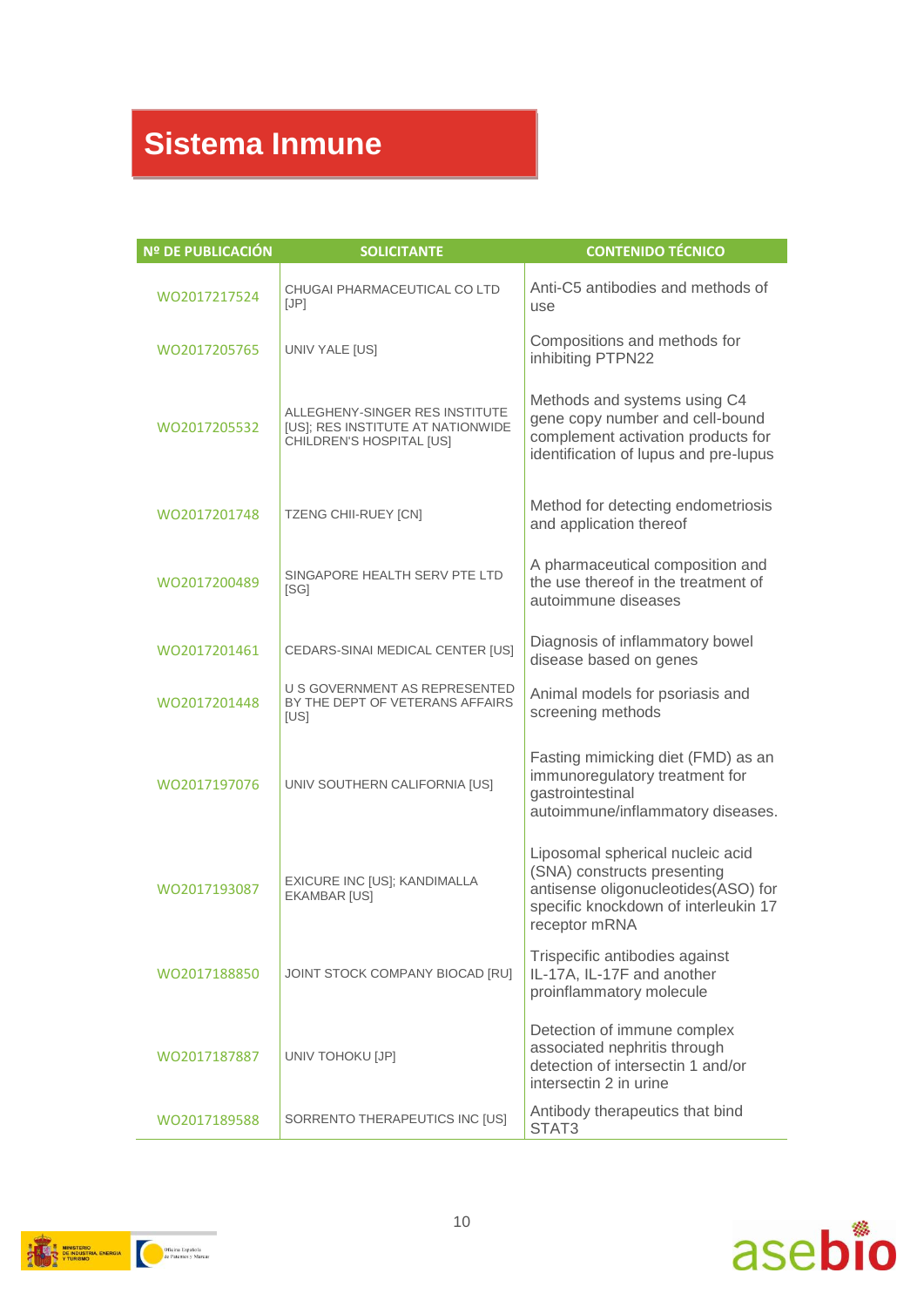# Sistema Inmune

| Nº DE PUBLICACIÓN | SOLICITANTE | CONTENIDO TÉCNICO |
|---|---|---|
| WO2017217524 | CHUGAI PHARMACEUTICAL CO LTD [JP] | Anti-C5 antibodies and methods of use |
| WO2017205765 | UNIV YALE [US] | Compositions and methods for inhibiting PTPN22 |
| WO2017205532 | ALLEGHENY-SINGER RES INSTITUTE [US]; RES INSTITUTE AT NATIONWIDE CHILDREN'S HOSPITAL [US] | Methods and systems using C4 gene copy number and cell-bound complement activation products for identification of lupus and pre-lupus |
| WO2017201748 | TZENG CHII-RUEY [CN] | Method for detecting endometriosis and application thereof |
| WO2017200489 | SINGAPORE HEALTH SERV PTE LTD [SG] | A pharmaceutical composition and the use thereof in the treatment of autoimmune diseases |
| WO2017201461 | CEDARS-SINAI MEDICAL CENTER [US] | Diagnosis of inflammatory bowel disease based on genes |
| WO2017201448 | U S GOVERNMENT AS REPRESENTED BY THE DEPT OF VETERANS AFFAIRS [US] | Animal models for psoriasis and screening methods |
| WO2017197076 | UNIV SOUTHERN CALIFORNIA [US] | Fasting mimicking diet (FMD) as an immunoregulatory treatment for gastrointestinal autoimmune/inflammatory diseases. |
| WO2017193087 | EXICURE INC [US]; KANDIMALLA EKAMBAR [US] | Liposomal spherical nucleic acid (SNA) constructs presenting antisense oligonucleotides(ASO) for specific knockdown of interleukin 17 receptor mRNA |
| WO2017188850 | JOINT STOCK COMPANY BIOCAD [RU] | Trispecific antibodies against IL-17A, IL-17F and another proinflammatory molecule |
| WO2017187887 | UNIV TOHOKU [JP] | Detection of immune complex associated nephritis through detection of intersectin 1 and/or intersectin 2 in urine |
| WO2017189588 | SORRENTO THERAPEUTICS INC [US] | Antibody therapeutics that bind STAT3 |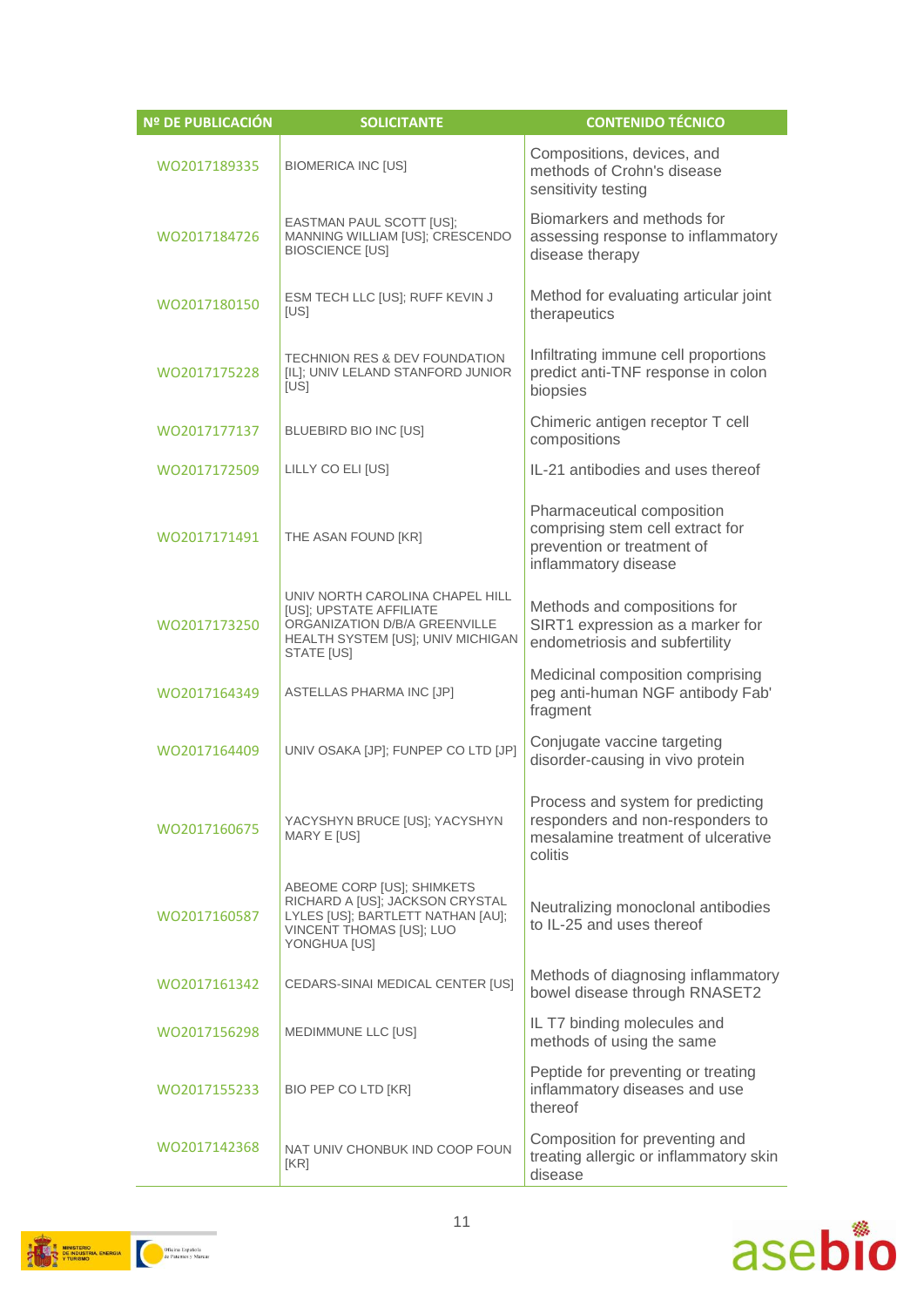| Nº DE PUBLICACIÓN | SOLICITANTE | CONTENIDO TÉCNICO |
|---|---|---|
| WO2017189335 | BIOMERICA INC [US] | Compositions, devices, and methods of Crohn's disease sensitivity testing |
| WO2017184726 | EASTMAN PAUL SCOTT [US]; MANNING WILLIAM [US]; CRESCENDO BIOSCIENCE [US] | Biomarkers and methods for assessing response to inflammatory disease therapy |
| WO2017180150 | ESM TECH LLC [US]; RUFF KEVIN J [US] | Method for evaluating articular joint therapeutics |
| WO2017175228 | TECHNION RES & DEV FOUNDATION [IL]; UNIV LELAND STANFORD JUNIOR [US] | Infiltrating immune cell proportions predict anti-TNF response in colon biopsies |
| WO2017177137 | BLUEBIRD BIO INC [US] | Chimeric antigen receptor T cell compositions |
| WO2017172509 | LILLY CO ELI [US] | IL-21 antibodies and uses thereof |
| WO2017171491 | THE ASAN FOUND [KR] | Pharmaceutical composition comprising stem cell extract for prevention or treatment of inflammatory disease |
| WO2017173250 | UNIV NORTH CAROLINA CHAPEL HILL [US]; UPSTATE AFFILIATE ORGANIZATION D/B/A GREENVILLE HEALTH SYSTEM [US]; UNIV MICHIGAN STATE [US] | Methods and compositions for SIRT1 expression as a marker for endometriosis and subfertility |
| WO2017164349 | ASTELLAS PHARMA INC [JP] | Medicinal composition comprising peg anti-human NGF antibody Fab' fragment |
| WO2017164409 | UNIV OSAKA [JP]; FUNPEP CO LTD [JP] | Conjugate vaccine targeting disorder-causing in vivo protein |
| WO2017160675 | YACYSHYN BRUCE [US]; YACYSHYN MARY E [US] | Process and system for predicting responders and non-responders to mesalamine treatment of ulcerative colitis |
| WO2017160587 | ABEOME CORP [US]; SHIMKETS RICHARD A [US]; JACKSON CRYSTAL LYLES [US]; BARTLETT NATHAN [AU]; VINCENT THOMAS [US]; LUO YONGHUA [US] | Neutralizing monoclonal antibodies to IL-25 and uses thereof |
| WO2017161342 | CEDARS-SINAI MEDICAL CENTER [US] | Methods of diagnosing inflammatory bowel disease through RNASET2 |
| WO2017156298 | MEDIMMUNE LLC [US] | IL T7 binding molecules and methods of using the same |
| WO2017155233 | BIO PEP CO LTD [KR] | Peptide for preventing or treating inflammatory diseases and use thereof |
| WO2017142368 | NAT UNIV CHONBUK IND COOP FOUN [KR] | Composition for preventing and treating allergic or inflammatory skin disease |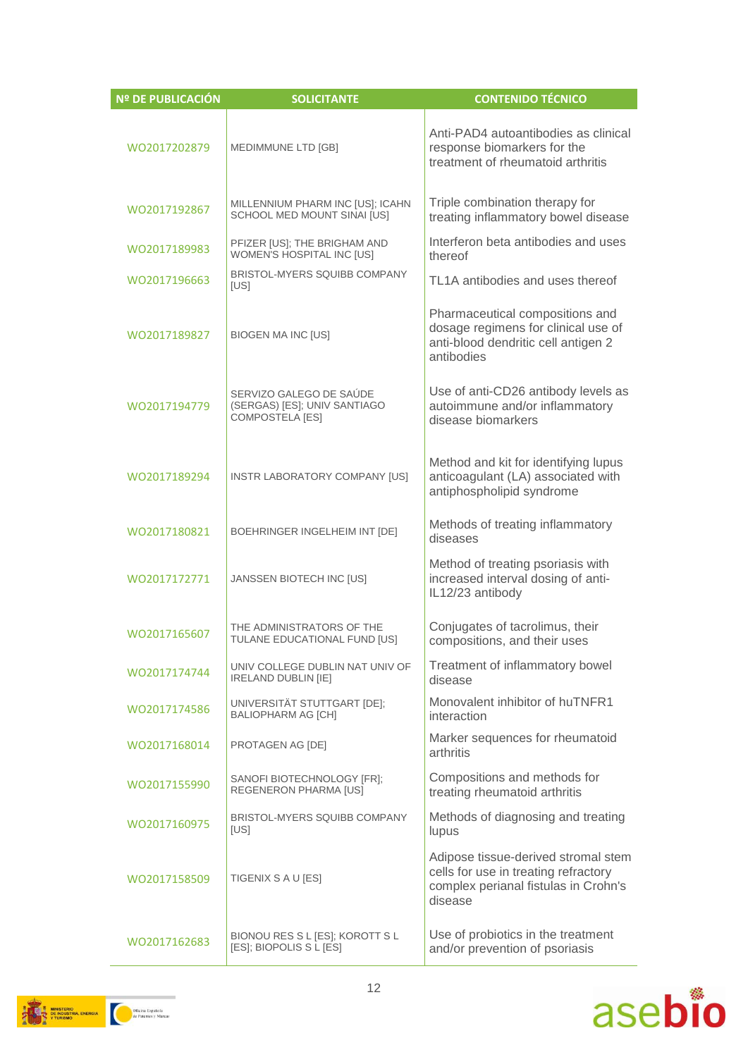| Nº DE PUBLICACIÓN | SOLICITANTE | CONTENIDO TÉCNICO |
|---|---|---|
| WO2017202879 | MEDIMMUNE LTD [GB] | Anti-PAD4 autoantibodies as clinical response biomarkers for the treatment of rheumatoid arthritis |
| WO2017192867 | MILLENNIUM PHARM INC [US]; ICAHN SCHOOL MED MOUNT SINAI [US] | Triple combination therapy for treating inflammatory bowel disease |
| WO2017189983 | PFIZER [US]; THE BRIGHAM AND WOMEN'S HOSPITAL INC [US] | Interferon beta antibodies and uses thereof |
| WO2017196663 | BRISTOL-MYERS SQUIBB COMPANY [US] | TL1A antibodies and uses thereof |
| WO2017189827 | BIOGEN MA INC [US] | Pharmaceutical compositions and dosage regimens for clinical use of anti-blood dendritic cell antigen 2 antibodies |
| WO2017194779 | SERVIZO GALEGO DE SAÚDE (SERGAS) [ES]; UNIV SANTIAGO COMPOSTELA [ES] | Use of anti-CD26 antibody levels as autoimmune and/or inflammatory disease biomarkers |
| WO2017189294 | INSTR LABORATORY COMPANY [US] | Method and kit for identifying lupus anticoagulant (LA) associated with antiphospholipid syndrome |
| WO2017180821 | BOEHRINGER INGELHEIM INT [DE] | Methods of treating inflammatory diseases |
| WO2017172771 | JANSSEN BIOTECH INC [US] | Method of treating psoriasis with increased interval dosing of anti-IL12/23 antibody |
| WO2017165607 | THE ADMINISTRATORS OF THE TULANE EDUCATIONAL FUND [US] | Conjugates of tacrolimus, their compositions, and their uses |
| WO2017174744 | UNIV COLLEGE DUBLIN NAT UNIV OF IRELAND DUBLIN [IE] | Treatment of inflammatory bowel disease |
| WO2017174586 | UNIVERSITÄT STUTTGART [DE]; BALIOPHARM AG [CH] | Monovalent inhibitor of huTNFR1 interaction |
| WO2017168014 | PROTAGEN AG [DE] | Marker sequences for rheumatoid arthritis |
| WO2017155990 | SANOFI BIOTECHNOLOGY [FR]; REGENERON PHARMA [US] | Compositions and methods for treating rheumatoid arthritis |
| WO2017160975 | BRISTOL-MYERS SQUIBB COMPANY [US] | Methods of diagnosing and treating lupus |
| WO2017158509 | TIGENIX S A U [ES] | Adipose tissue-derived stromal stem cells for use in treating refractory complex perianal fistulas in Crohn's disease |
| WO2017162683 | BIONOU RES S L [ES]; KOROTT S L [ES]; BIOPOLIS S L [ES] | Use of probiotics in the treatment and/or prevention of psoriasis |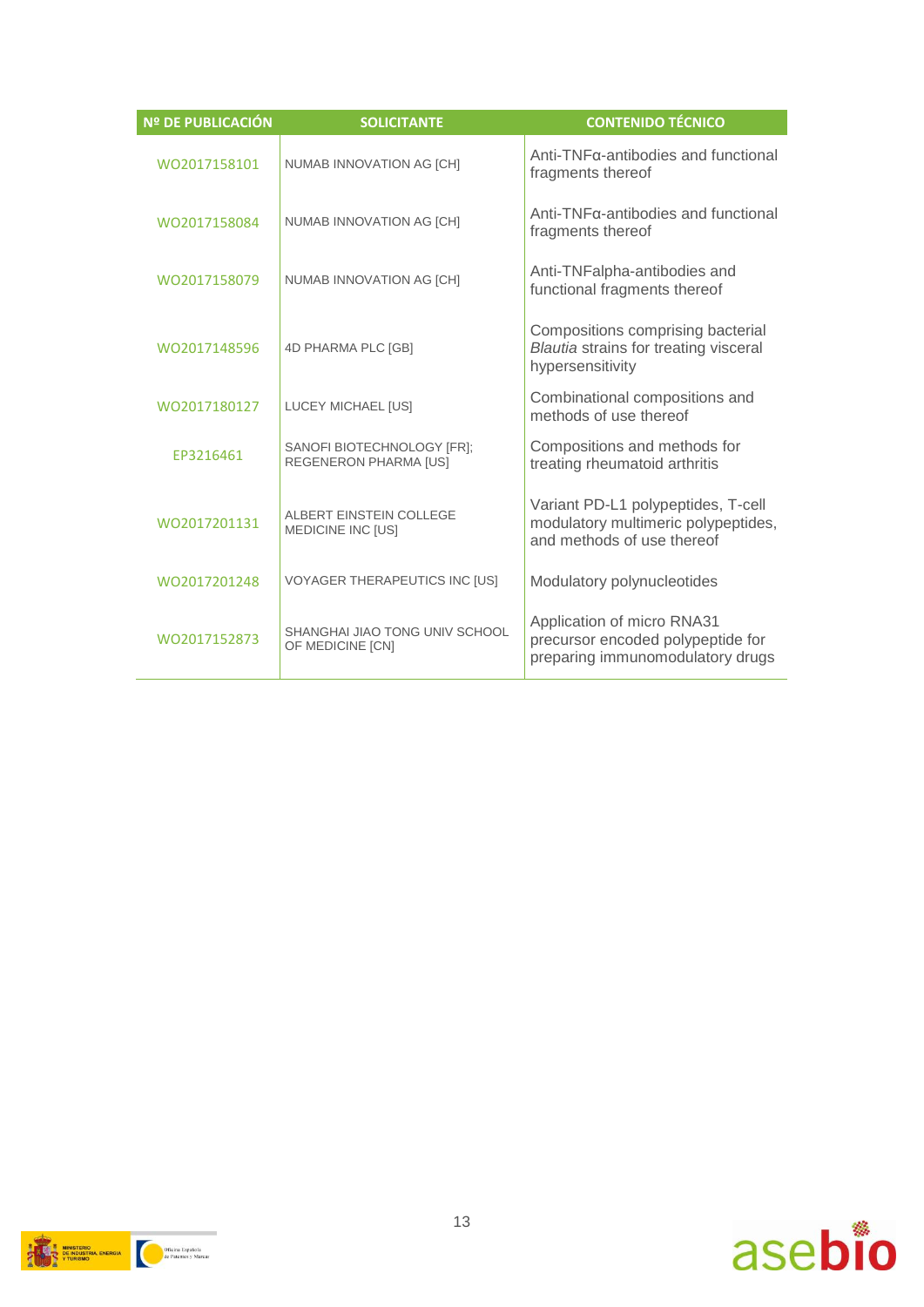| Nº DE PUBLICACIÓN | SOLICITANTE | CONTENIDO TÉCNICO |
|---|---|---|
| WO2017158101 | NUMAB INNOVATION AG [CH] | Anti-TNFα-antibodies and functional fragments thereof |
| WO2017158084 | NUMAB INNOVATION AG [CH] | Anti-TNFα-antibodies and functional fragments thereof |
| WO2017158079 | NUMAB INNOVATION AG [CH] | Anti-TNFalpha-antibodies and functional fragments thereof |
| WO2017148596 | 4D PHARMA PLC [GB] | Compositions comprising bacterial *Blautia* strains for treating visceral hypersensitivity |
| WO2017180127 | LUCEY MICHAEL [US] | Combinational compositions and methods of use thereof |
| EP3216461 | SANOFI BIOTECHNOLOGY [FR]; REGENERON PHARMA [US] | Compositions and methods for treating rheumatoid arthritis |
| WO2017201131 | ALBERT EINSTEIN COLLEGE MEDICINE INC [US] | Variant PD-L1 polypeptides, T-cell modulatory multimeric polypeptides, and methods of use thereof |
| WO2017201248 | VOYAGER THERAPEUTICS INC [US] | Modulatory polynucleotides |
| WO2017152873 | SHANGHAI JIAO TONG UNIV SCHOOL OF MEDICINE [CN] | Application of micro RNA31 precursor encoded polypeptide for preparing immunomodulatory drugs |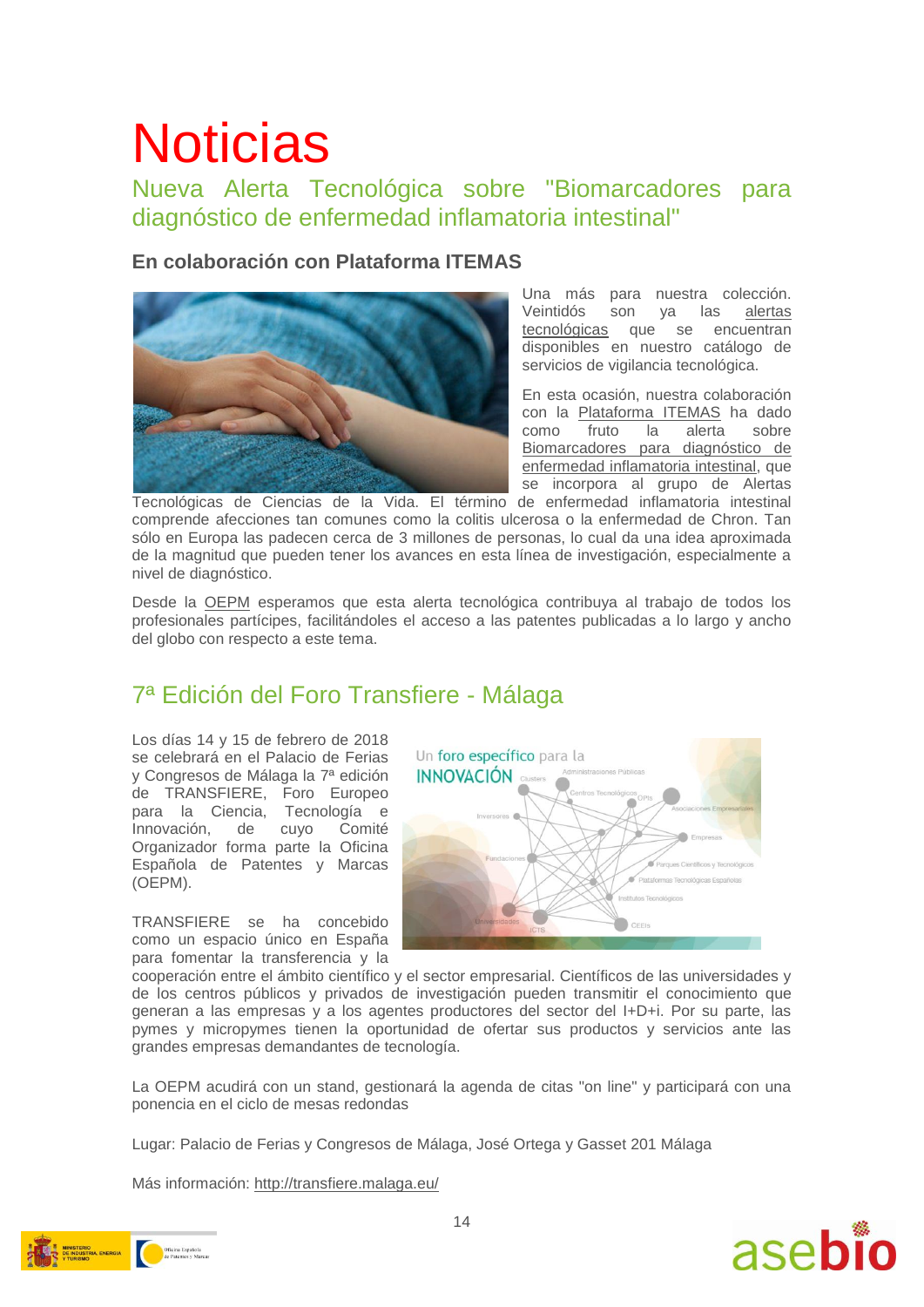# Noticias

## Nueva Alerta Tecnológica sobre "Biomarcadores para diagnóstico de enfermedad inflamatoria intestinal"

### En colaboración con Plataforma ITEMAS

Una más para nuestra colección. Veintidós son ya las alertas tecnológicas que se encuentran disponibles en nuestro catálogo de servicios de vigilancia tecnológica.

En esta ocasión, nuestra colaboración con la Plataforma ITEMAS ha dado como fruto la alerta sobre Biomarcadores para diagnóstico de enfermedad inflamatoria intestinal, que se incorpora al grupo de Alertas Tecnológicas de Ciencias de la Vida. El término de enfermedad inflamatoria intestinal comprende afecciones tan comunes como la colitis ulcerosa o la enfermedad de Chron. Tan sólo en Europa las padecen cerca de 3 millones de personas, lo cual da una idea aproximada de la magnitud que pueden tener los avances en esta línea de investigación, especialmente a nivel de diagnóstico.

Desde la OEPM esperamos que esta alerta tecnológica contribuya al trabajo de todos los profesionales partícipes, facilitándoles el acceso a las patentes publicadas a lo largo y ancho del globo con respecto a este tema.

## 7ª Edición del Foro Transfiere - Málaga

Los días 14 y 15 de febrero de 2018 se celebrará en el Palacio de Ferias y Congresos de Málaga la 7ª edición de TRANSFIERE, Foro Europeo para la Ciencia, Tecnología e Innovación, de cuyo Comité Organizador forma parte la Oficina Española de Patentes y Marcas (OEPM).

TRANSFIERE se ha concebido como un espacio único en España para fomentar la transferencia y la cooperación entre el ámbito científico y el sector empresarial. Científicos de las universidades y de los centros públicos y privados de investigación pueden transmitir el conocimiento que generan a las empresas y a los agentes productores del sector del I+D+i. Por su parte, las pymes y micropymes tienen la oportunidad de ofertar sus productos y servicios ante las grandes empresas demandantes de tecnología.

La OEPM acudirá con un stand, gestionará la agenda de citas "on line" y participará con una ponencia en el ciclo de mesas redondas

Lugar: Palacio de Ferias y Congresos de Málaga, José Ortega y Gasset 201 Málaga

Más información: http://transfiere.malaga.eu/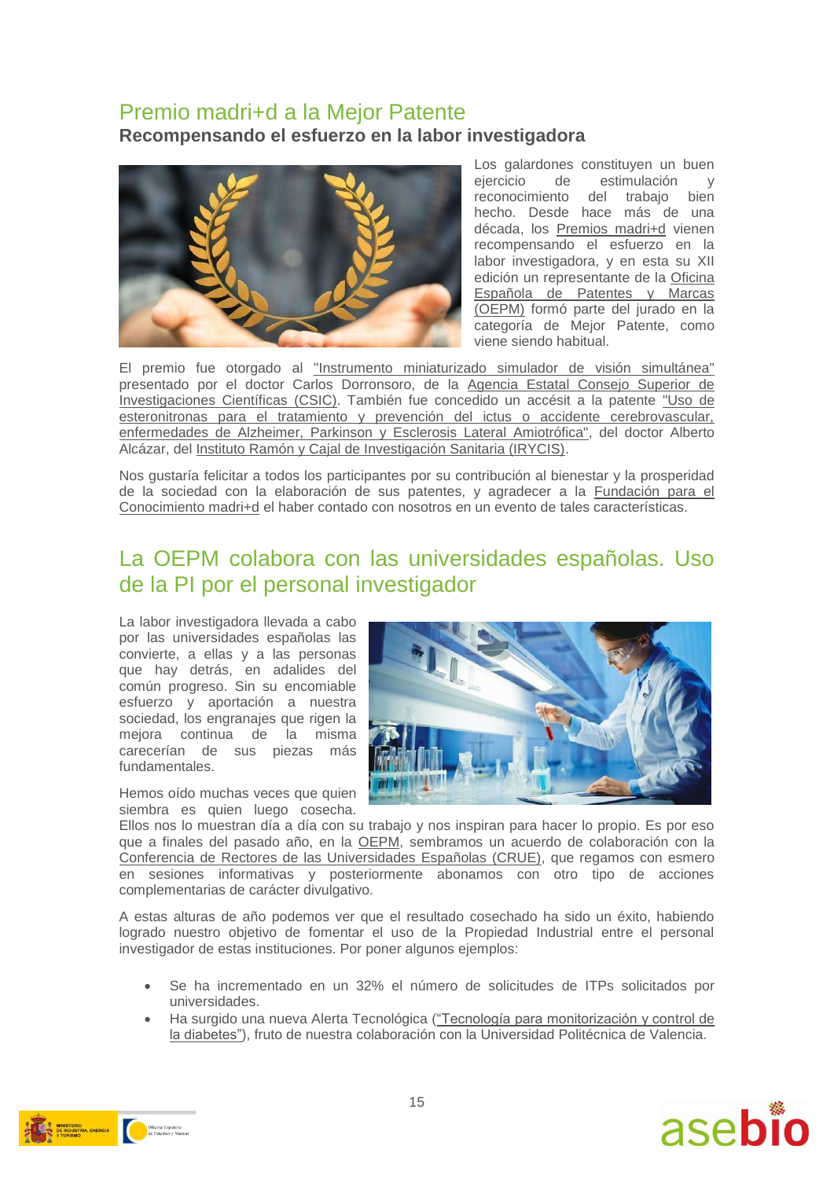## Premio madri+d a la Mejor Patente

### Recompensando el esfuerzo en la labor investigadora

Los galardones constituyen un buen ejercicio de estimulación y reconocimiento del trabajo bien hecho. Desde hace más de una década, los Premios madri+d vienen recompensando el esfuerzo en la labor investigadora, y en esta su XII edición un representante de la Oficina Española de Patentes y Marcas (OEPM) formó parte del jurado en la categoría de Mejor Patente, como viene siendo habitual.

El premio fue otorgado al "Instrumento miniaturizado simulador de visión simultánea" presentado por el doctor Carlos Dorronsoro, de la Agencia Estatal Consejo Superior de Investigaciones Científicas (CSIC). También fue concedido un accésit a la patente "Uso de esteronitronas para el tratamiento y prevención del ictus o accidente cerebrovascular, enfermedades de Alzheimer, Parkinson y Esclerosis Lateral Amiotrófica", del doctor Alberto Alcázar, del Instituto Ramón y Cajal de Investigación Sanitaria (IRYCIS).

Nos gustaría felicitar a todos los participantes por su contribución al bienestar y la prosperidad de la sociedad con la elaboración de sus patentes, y agradecer a la Fundación para el Conocimiento madri+d el haber contado con nosotros en un evento de tales características.

## La OEPM colabora con las universidades españolas. Uso de la PI por el personal investigador

La labor investigadora llevada a cabo por las universidades españolas las convierte, a ellas y a las personas que hay detrás, en adalides del común progreso. Sin su encomiable esfuerzo y aportación a nuestra sociedad, los engranajes que rigen la mejora continua de la misma carecerían de sus piezas más fundamentales.

Hemos oído muchas veces que quien siembra es quien luego cosecha. Ellos nos lo muestran día a día con su trabajo y nos inspiran para hacer lo propio. Es por eso que a finales del pasado año, en la OEPM, sembramos un acuerdo de colaboración con la Conferencia de Rectores de las Universidades Españolas (CRUE), que regamos con esmero en sesiones informativas y posteriormente abonamos con otro tipo de acciones complementarias de carácter divulgativo.

A estas alturas de año podemos ver que el resultado cosechado ha sido un éxito, habiendo logrado nuestro objetivo de fomentar el uso de la Propiedad Industrial entre el personal investigador de estas instituciones. Por poner algunos ejemplos:

- Se ha incrementado en un 32% el número de solicitudes de ITPs solicitados por universidades.
- Ha surgido una nueva Alerta Tecnológica ("Tecnología para monitorización y control de la diabetes"), fruto de nuestra colaboración con la Universidad Politécnica de Valencia.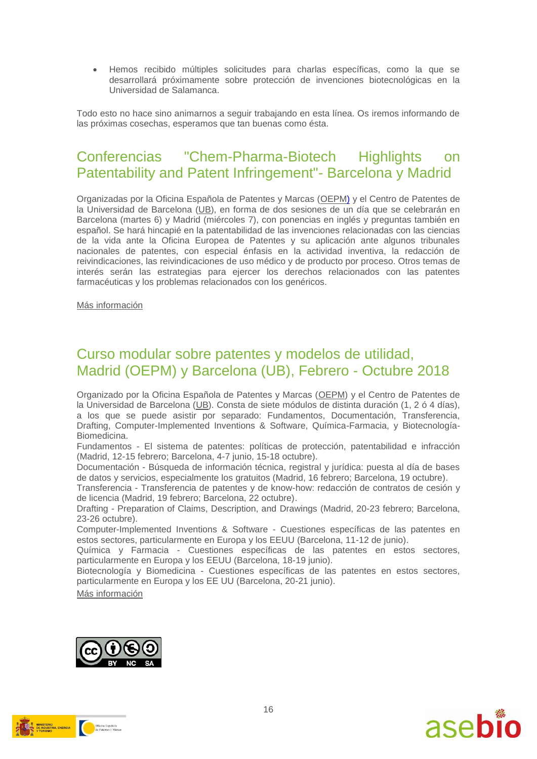- Hemos recibido múltiples solicitudes para charlas específicas, como la que se desarrollará próximamente sobre protección de invenciones biotecnológicas en la Universidad de Salamanca.

Todo esto no hace sino animarnos a seguir trabajando en esta línea. Os iremos informando de las próximas cosechas, esperamos que tan buenas como ésta.

## Conferencias "Chem-Pharma-Biotech Highlights on Patentability and Patent Infringement"- Barcelona y Madrid

Organizadas por la Oficina Española de Patentes y Marcas (OEPM) y el Centro de Patentes de la Universidad de Barcelona (UB), en forma de dos sesiones de un día que se celebrarán en Barcelona (martes 6) y Madrid (miércoles 7), con ponencias en inglés y preguntas también en español. Se hará hincapié en la patentabilidad de las invenciones relacionadas con las ciencias de la vida ante la Oficina Europea de Patentes y su aplicación ante algunos tribunales nacionales de patentes, con especial énfasis en la actividad inventiva, la redacción de reivindicaciones, las reivindicaciones de uso médico y de producto por proceso. Otros temas de interés serán las estrategias para ejercer los derechos relacionados con las patentes farmacéuticas y los problemas relacionados con los genéricos.

Más información

## Curso modular sobre patentes y modelos de utilidad, Madrid (OEPM) y Barcelona (UB), Febrero - Octubre 2018

Organizado por la Oficina Española de Patentes y Marcas (OEPM) y el Centro de Patentes de la Universidad de Barcelona (UB). Consta de siete módulos de distinta duración (1, 2 ó 4 días), a los que se puede asistir por separado: Fundamentos, Documentación, Transferencia, Drafting, Computer-Implemented Inventions & Software, Química-Farmacia, y Biotecnología-Biomedicina.

Fundamentos - El sistema de patentes: políticas de protección, patentabilidad e infracción (Madrid, 12-15 febrero; Barcelona, 4-7 junio, 15-18 octubre).

Documentación - Búsqueda de información técnica, registral y jurídica: puesta al día de bases de datos y servicios, especialmente los gratuitos (Madrid, 16 febrero; Barcelona, 19 octubre).

Transferencia - Transferencia de patentes y de know-how: redacción de contratos de cesión y de licencia (Madrid, 19 febrero; Barcelona, 22 octubre).

Drafting - Preparation of Claims, Description, and Drawings (Madrid, 20-23 febrero; Barcelona, 23-26 octubre).

Computer-Implemented Inventions & Software - Cuestiones específicas de las patentes en estos sectores, particularmente en Europa y los EEUU (Barcelona, 11-12 de junio).

Química y Farmacia - Cuestiones específicas de las patentes en estos sectores, particularmente en Europa y los EEUU (Barcelona, 18-19 junio).

Biotecnología y Biomedicina - Cuestiones específicas de las patentes en estos sectores, particularmente en Europa y los EE UU (Barcelona, 20-21 junio).

Más información